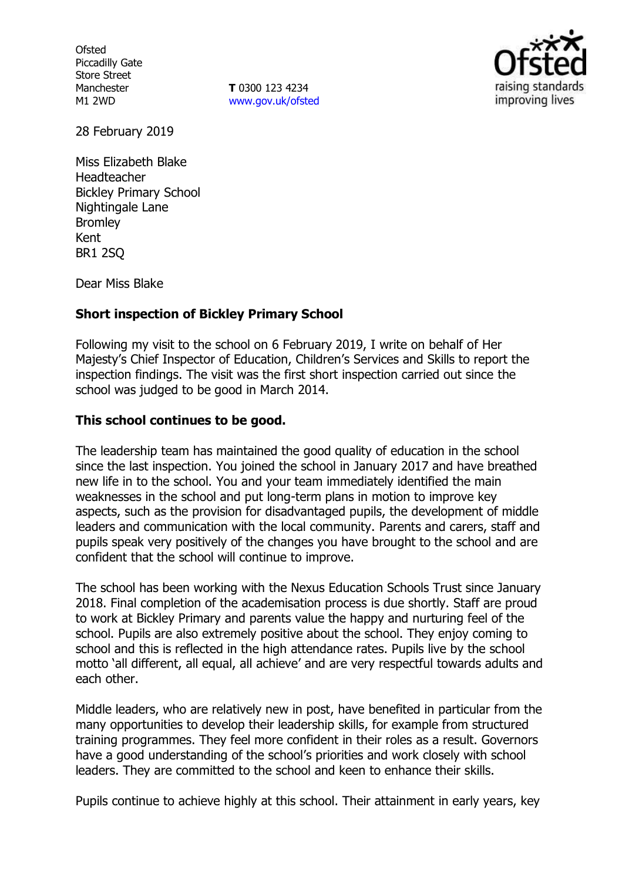Ofsted
Piccadilly Gate
Store Street
Manchester
M1 2WD

**T** 0300 123 4234
www.gov.uk/ofsted

28 February 2019

Miss Elizabeth Blake
Headteacher
Bickley Primary School
Nightingale Lane
Bromley
Kent
BR1 2SQ

Dear Miss Blake

**Short inspection of Bickley Primary School**

Following my visit to the school on 6 February 2019, I write on behalf of Her Majesty's Chief Inspector of Education, Children's Services and Skills to report the inspection findings. The visit was the first short inspection carried out since the school was judged to be good in March 2014.

**This school continues to be good.**

The leadership team has maintained the good quality of education in the school since the last inspection. You joined the school in January 2017 and have breathed new life in to the school. You and your team immediately identified the main weaknesses in the school and put long-term plans in motion to improve key aspects, such as the provision for disadvantaged pupils, the development of middle leaders and communication with the local community. Parents and carers, staff and pupils speak very positively of the changes you have brought to the school and are confident that the school will continue to improve.

The school has been working with the Nexus Education Schools Trust since January 2018. Final completion of the academisation process is due shortly. Staff are proud to work at Bickley Primary and parents value the happy and nurturing feel of the school. Pupils are also extremely positive about the school. They enjoy coming to school and this is reflected in the high attendance rates. Pupils live by the school motto 'all different, all equal, all achieve' and are very respectful towards adults and each other.

Middle leaders, who are relatively new in post, have benefited in particular from the many opportunities to develop their leadership skills, for example from structured training programmes. They feel more confident in their roles as a result. Governors have a good understanding of the school's priorities and work closely with school leaders. They are committed to the school and keen to enhance their skills.

Pupils continue to achieve highly at this school. Their attainment in early years, key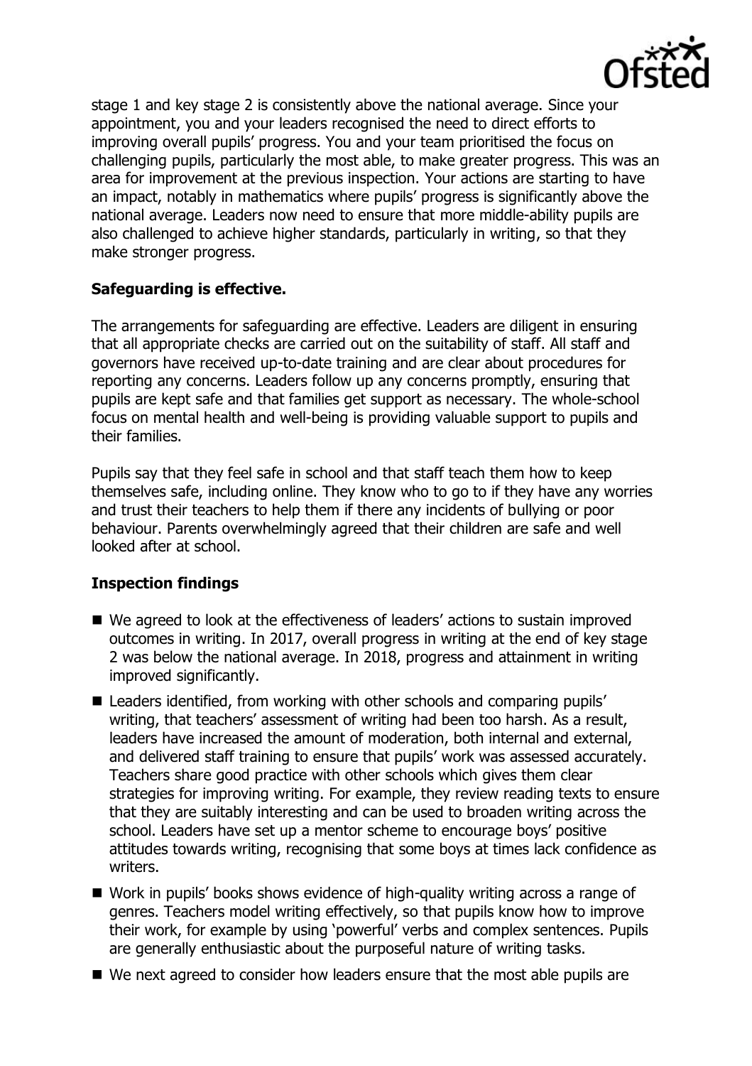stage 1 and key stage 2 is consistently above the national average. Since your appointment, you and your leaders recognised the need to direct efforts to improving overall pupils' progress. You and your team prioritised the focus on challenging pupils, particularly the most able, to make greater progress. This was an area for improvement at the previous inspection. Your actions are starting to have an impact, notably in mathematics where pupils' progress is significantly above the national average. Leaders now need to ensure that more middle-ability pupils are also challenged to achieve higher standards, particularly in writing, so that they make stronger progress.

## Safeguarding is effective.

The arrangements for safeguarding are effective. Leaders are diligent in ensuring that all appropriate checks are carried out on the suitability of staff. All staff and governors have received up-to-date training and are clear about procedures for reporting any concerns. Leaders follow up any concerns promptly, ensuring that pupils are kept safe and that families get support as necessary. The whole-school focus on mental health and well-being is providing valuable support to pupils and their families.

Pupils say that they feel safe in school and that staff teach them how to keep themselves safe, including online. They know who to go to if they have any worries and trust their teachers to help them if there any incidents of bullying or poor behaviour. Parents overwhelmingly agreed that their children are safe and well looked after at school.

## Inspection findings

- We agreed to look at the effectiveness of leaders' actions to sustain improved outcomes in writing. In 2017, overall progress in writing at the end of key stage 2 was below the national average. In 2018, progress and attainment in writing improved significantly.
- Leaders identified, from working with other schools and comparing pupils' writing, that teachers' assessment of writing had been too harsh. As a result, leaders have increased the amount of moderation, both internal and external, and delivered staff training to ensure that pupils' work was assessed accurately. Teachers share good practice with other schools which gives them clear strategies for improving writing. For example, they review reading texts to ensure that they are suitably interesting and can be used to broaden writing across the school. Leaders have set up a mentor scheme to encourage boys' positive attitudes towards writing, recognising that some boys at times lack confidence as writers.
- Work in pupils' books shows evidence of high-quality writing across a range of genres. Teachers model writing effectively, so that pupils know how to improve their work, for example by using 'powerful' verbs and complex sentences. Pupils are generally enthusiastic about the purposeful nature of writing tasks.
- We next agreed to consider how leaders ensure that the most able pupils are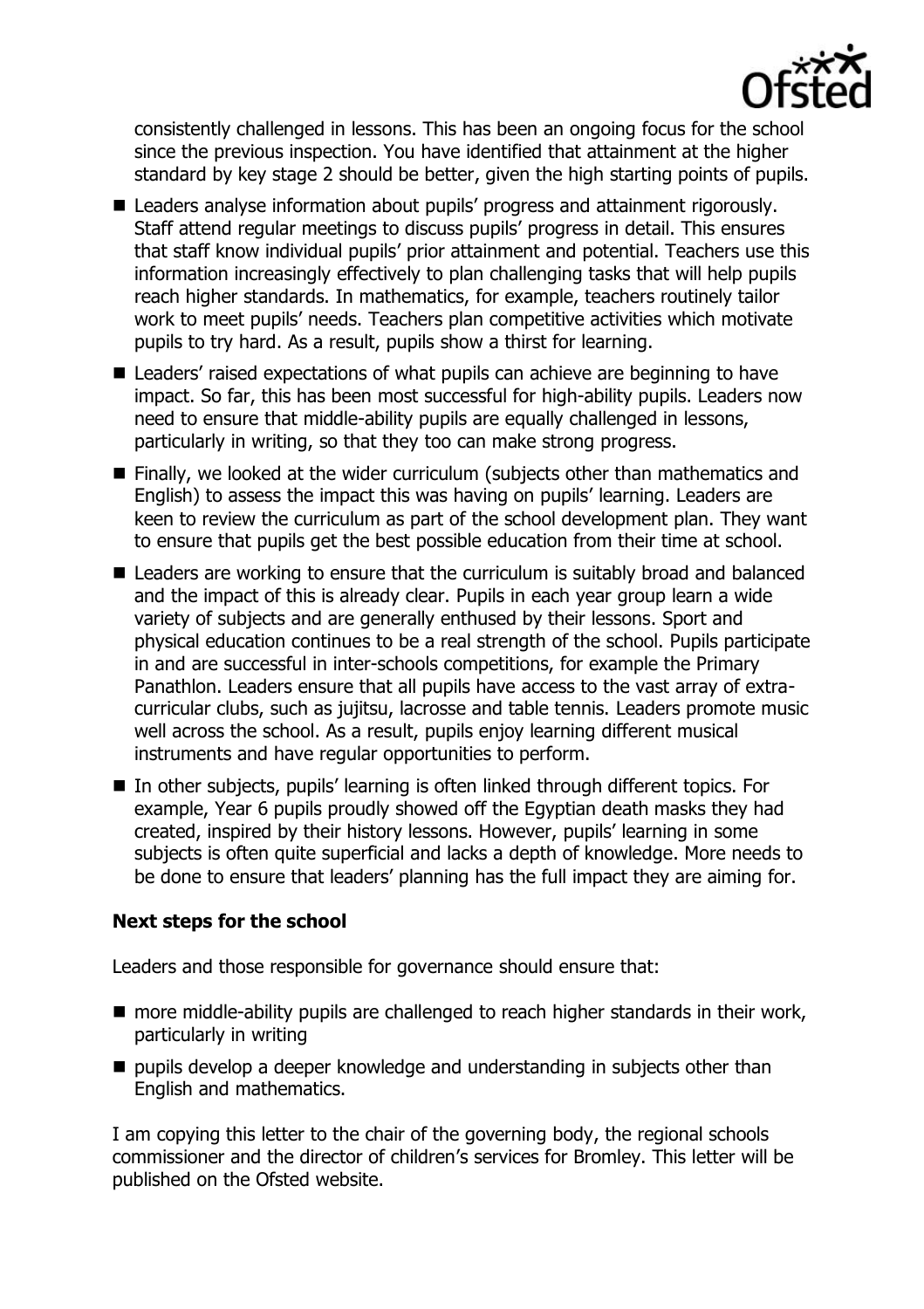consistently challenged in lessons. This has been an ongoing focus for the school since the previous inspection. You have identified that attainment at the higher standard by key stage 2 should be better, given the high starting points of pupils.

- Leaders analyse information about pupils' progress and attainment rigorously. Staff attend regular meetings to discuss pupils' progress in detail. This ensures that staff know individual pupils' prior attainment and potential. Teachers use this information increasingly effectively to plan challenging tasks that will help pupils reach higher standards. In mathematics, for example, teachers routinely tailor work to meet pupils' needs. Teachers plan competitive activities which motivate pupils to try hard. As a result, pupils show a thirst for learning.
- Leaders' raised expectations of what pupils can achieve are beginning to have impact. So far, this has been most successful for high-ability pupils. Leaders now need to ensure that middle-ability pupils are equally challenged in lessons, particularly in writing, so that they too can make strong progress.
- Finally, we looked at the wider curriculum (subjects other than mathematics and English) to assess the impact this was having on pupils' learning. Leaders are keen to review the curriculum as part of the school development plan. They want to ensure that pupils get the best possible education from their time at school.
- Leaders are working to ensure that the curriculum is suitably broad and balanced and the impact of this is already clear. Pupils in each year group learn a wide variety of subjects and are generally enthused by their lessons. Sport and physical education continues to be a real strength of the school. Pupils participate in and are successful in inter-schools competitions, for example the Primary Panathlon. Leaders ensure that all pupils have access to the vast array of extra-curricular clubs, such as jujitsu, lacrosse and table tennis. Leaders promote music well across the school. As a result, pupils enjoy learning different musical instruments and have regular opportunities to perform.
- In other subjects, pupils' learning is often linked through different topics. For example, Year 6 pupils proudly showed off the Egyptian death masks they had created, inspired by their history lessons. However, pupils' learning in some subjects is often quite superficial and lacks a depth of knowledge. More needs to be done to ensure that leaders' planning has the full impact they are aiming for.

**Next steps for the school**

Leaders and those responsible for governance should ensure that:

- more middle-ability pupils are challenged to reach higher standards in their work, particularly in writing
- pupils develop a deeper knowledge and understanding in subjects other than English and mathematics.

I am copying this letter to the chair of the governing body, the regional schools commissioner and the director of children's services for Bromley. This letter will be published on the Ofsted website.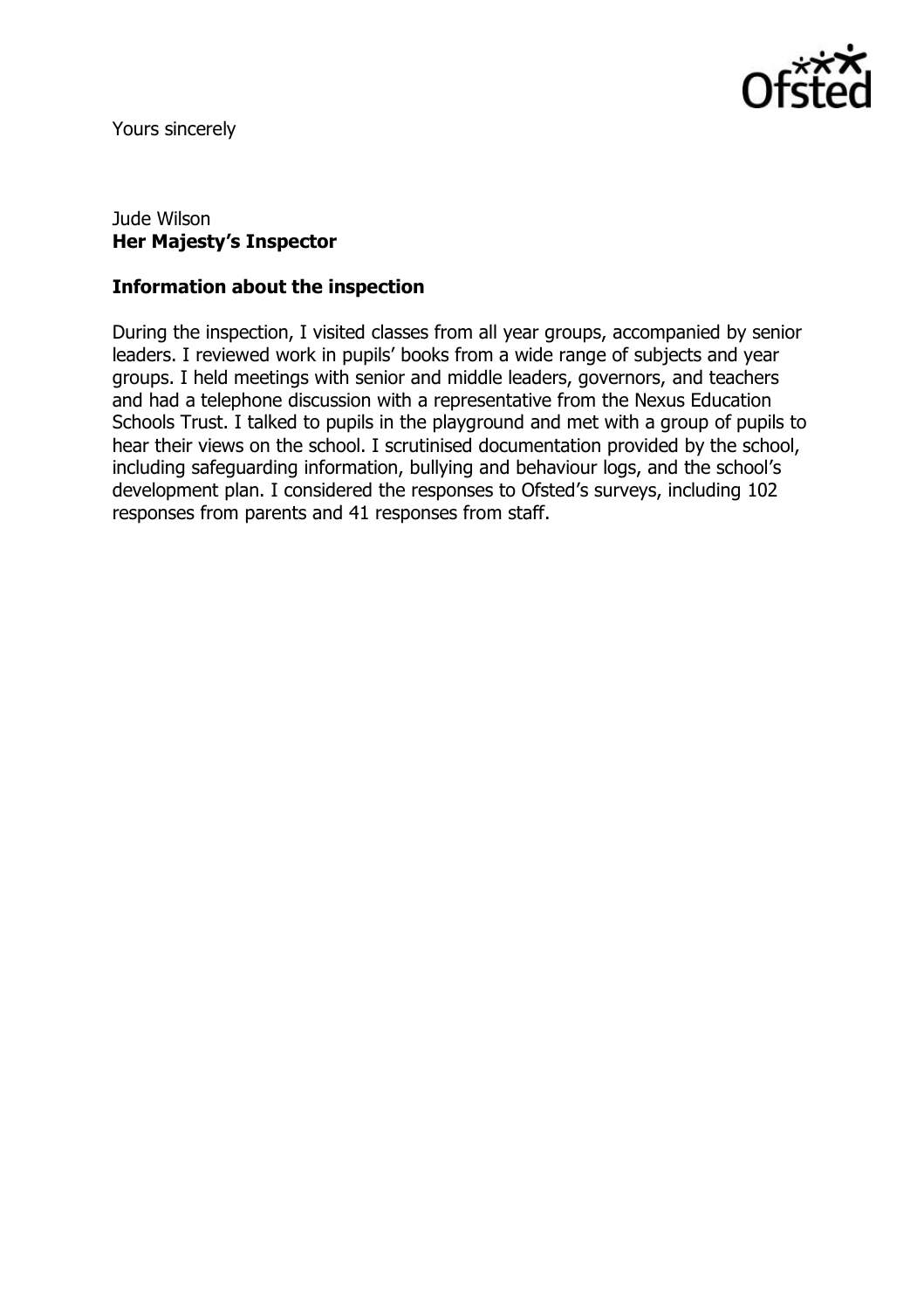Yours sincerely

Jude Wilson
**Her Majesty's Inspector**

## Information about the inspection

During the inspection, I visited classes from all year groups, accompanied by senior leaders. I reviewed work in pupils' books from a wide range of subjects and year groups. I held meetings with senior and middle leaders, governors, and teachers and had a telephone discussion with a representative from the Nexus Education Schools Trust. I talked to pupils in the playground and met with a group of pupils to hear their views on the school. I scrutinised documentation provided by the school, including safeguarding information, bullying and behaviour logs, and the school's development plan. I considered the responses to Ofsted's surveys, including 102 responses from parents and 41 responses from staff.